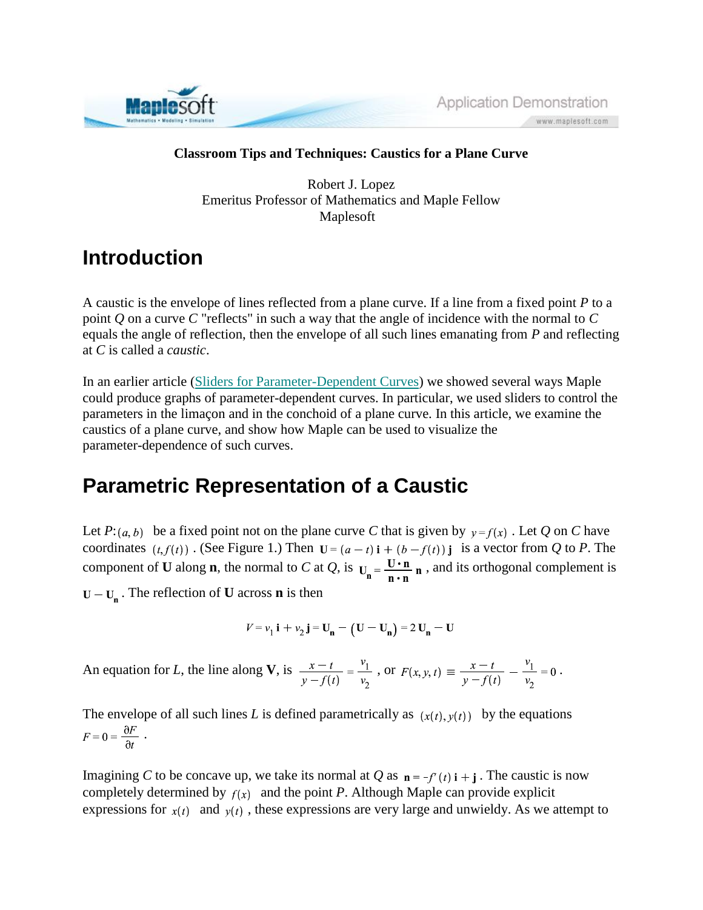**Classroom Tips and Techniques: Caustics for a Plane Curve**

Robert J. Lopez
Emeritus Professor of Mathematics and Maple Fellow
Maplesoft

# Introduction

A caustic is the envelope of lines reflected from a plane curve. If a line from a fixed point *P* to a point *Q* on a curve *C* "reflects" in such a way that the angle of incidence with the normal to *C* equals the angle of reflection, then the envelope of all such lines emanating from *P* and reflecting at *C* is called a *caustic*.

In an earlier article (Sliders for Parameter-Dependent Curves) we showed several ways Maple could produce graphs of parameter-dependent curves. In particular, we used sliders to control the parameters in the limaçon and in the conchoid of a plane curve. In this article, we examine the caustics of a plane curve, and show how Maple can be used to visualize the parameter-dependence of such curves.

# Parametric Representation of a Caustic

Let *P*:$(a, b)$ be a fixed point not on the plane curve *C* that is given by $y = f(x)$. Let *Q* on *C* have coordinates $(t, f(t))$. (See Figure 1.) Then $\mathbf{U} = (a - t)\,\mathbf{i} + (b - f(t))\,\mathbf{j}$ is a vector from *Q* to *P*. The component of **U** along **n**, the normal to *C* at *Q*, is $\mathbf{U_n} = \frac{\mathbf{U} \cdot \mathbf{n}}{\mathbf{n} \cdot \mathbf{n}}\,\mathbf{n}$, and its orthogonal complement is $\mathbf{U} - \mathbf{U_n}$. The reflection of **U** across **n** is then

$$V = v_1\,\mathbf{i} + v_2\,\mathbf{j} = \mathbf{U_n} - \left(\mathbf{U} - \mathbf{U_n}\right) = 2\,\mathbf{U_n} - \mathbf{U}$$

An equation for *L*, the line along **V**, is $\frac{x - t}{y - f(t)} = \frac{v_1}{v_2}$, or $F(x, y, t) \equiv \frac{x - t}{y - f(t)} - \frac{v_1}{v_2} = 0$.

The envelope of all such lines *L* is defined parametrically as $(x(t), y(t))$ by the equations $F = 0 = \frac{\partial F}{\partial t}$.

Imagining *C* to be concave up, we take its normal at *Q* as $\mathbf{n} = -f'(t)\,\mathbf{i} + \mathbf{j}$. The caustic is now completely determined by $f(x)$ and the point *P*. Although Maple can provide explicit expressions for $x(t)$ and $y(t)$, these expressions are very large and unwieldy. As we attempt to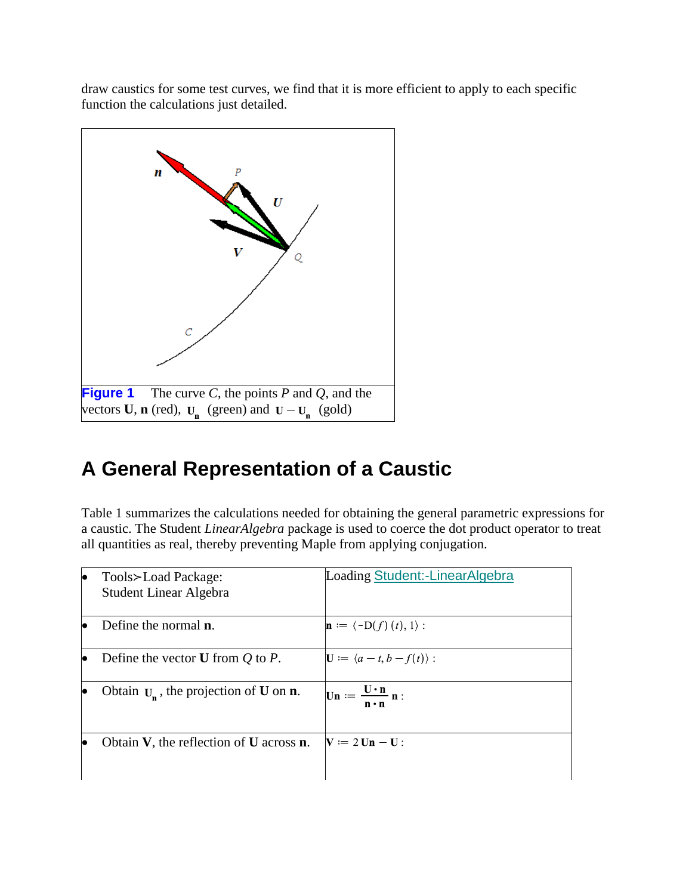draw caustics for some test curves, we find that it is more efficient to apply to each specific function the calculations just detailed.

**Figure 1** The curve $C$, the points $P$ and $Q$, and the vectors $\mathbf{U}$, $\mathbf{n}$ (red), $\mathbf{U_n}$ (green) and $\mathbf{U} - \mathbf{U_n}$ (gold)

# A General Representation of a Caustic

Table 1 summarizes the calculations needed for obtaining the general parametric expressions for a caustic. The Student *LinearAlgebra* package is used to coerce the dot product operator to treat all quantities as real, thereby preventing Maple from applying conjugation.

| | |
|---|---|
| • Tools>Load Package: Student Linear Algebra | Loading Student:-LinearAlgebra |
| • Define the normal **n**. | $\mathbf{n} := \langle -\mathrm{D}(f)(t), 1 \rangle$ : |
| • Define the vector **U** from $Q$ to $P$. | $\mathbf{U} := \langle a - t, b - f(t) \rangle$ : |
| • Obtain $\mathbf{U_n}$, the projection of **U** on **n**. | $\mathbf{Un} := \dfrac{\mathbf{U} \cdot \mathbf{n}}{\mathbf{n} \cdot \mathbf{n}} \mathbf{n}$ : |
| • Obtain **V**, the reflection of **U** across **n**. | $\mathbf{V} := 2\,\mathbf{Un} - \mathbf{U}$ : |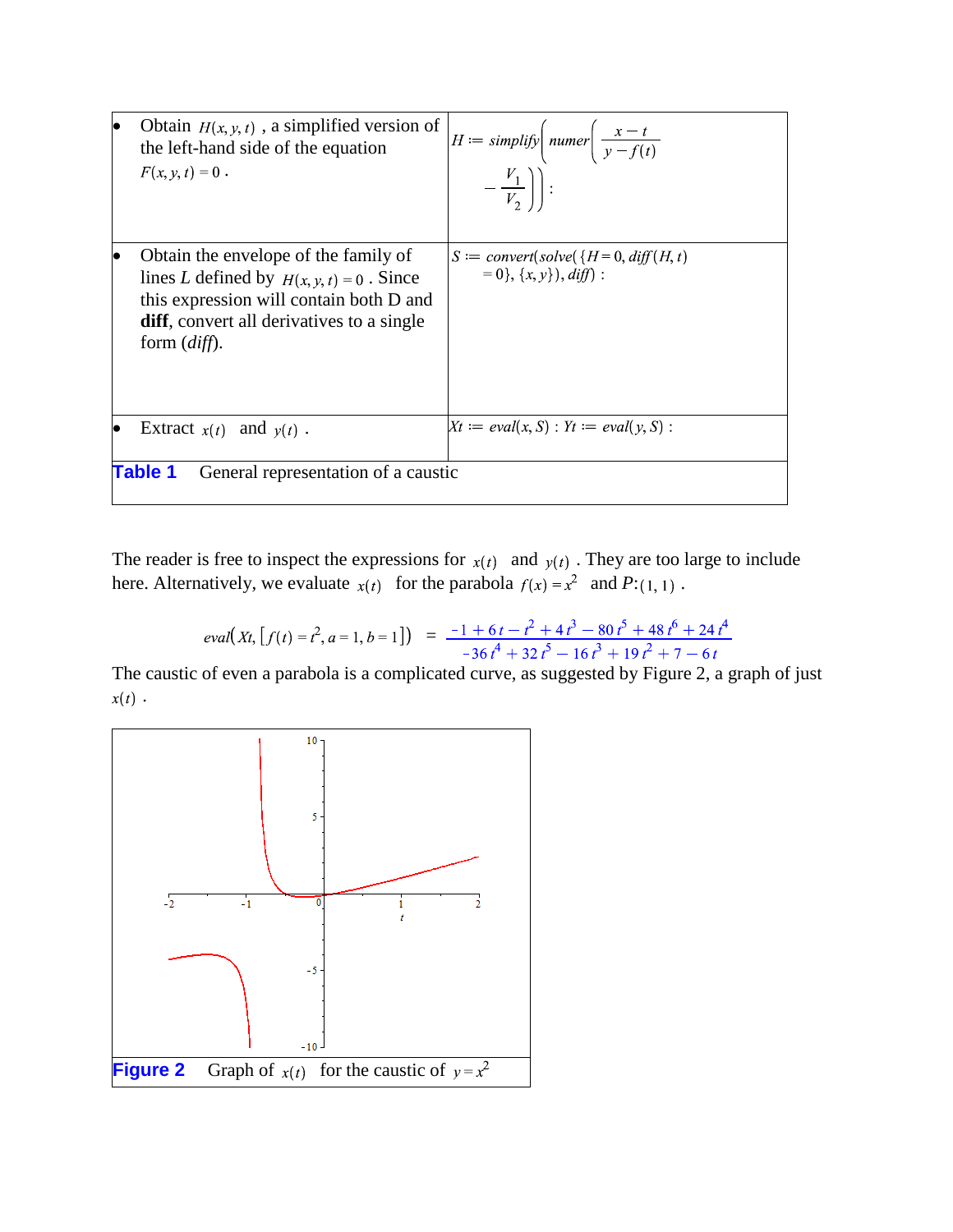| | |
|---|---|
| • Obtain $H(x, y, t)$ , a simplified version of the left-hand side of the equation $F(x, y, t) = 0$ . | $H := simplify\left(numer\left(\frac{x-t}{y-f(t)} - \frac{V_1}{V_2}\right)\right):$ |
| • Obtain the envelope of the family of lines $L$ defined by $H(x, y, t) = 0$ . Since this expression will contain both D and **diff**, convert all derivatives to a single form (*diff*). | $S := convert(solve(\{H = 0, diff(H, t) = 0\}, \{x, y\}), diff):$ |
| • Extract $x(t)$ and $y(t)$ . | $Xt := eval(x, S) : Yt := eval(y, S) :$ |

**Table 1** General representation of a caustic

The reader is free to inspect the expressions for $x(t)$ and $y(t)$ . They are too large to include here. Alternatively, we evaluate $x(t)$ for the parabola $f(x) = x^2$ and $P$:$(1, 1)$ .

$$eval\left(Xt, \left[f(t) = t^2, a = 1, b = 1\right]\right) = \frac{-1 + 6t - t^2 + 4t^3 - 80t^5 + 48t^6 + 24t^4}{-36t^4 + 32t^5 - 16t^3 + 19t^2 + 7 - 6t}$$

The caustic of even a parabola is a complicated curve, as suggested by Figure 2, a graph of just $x(t)$ .

**Figure 2** Graph of $x(t)$ for the caustic of $y = x^2$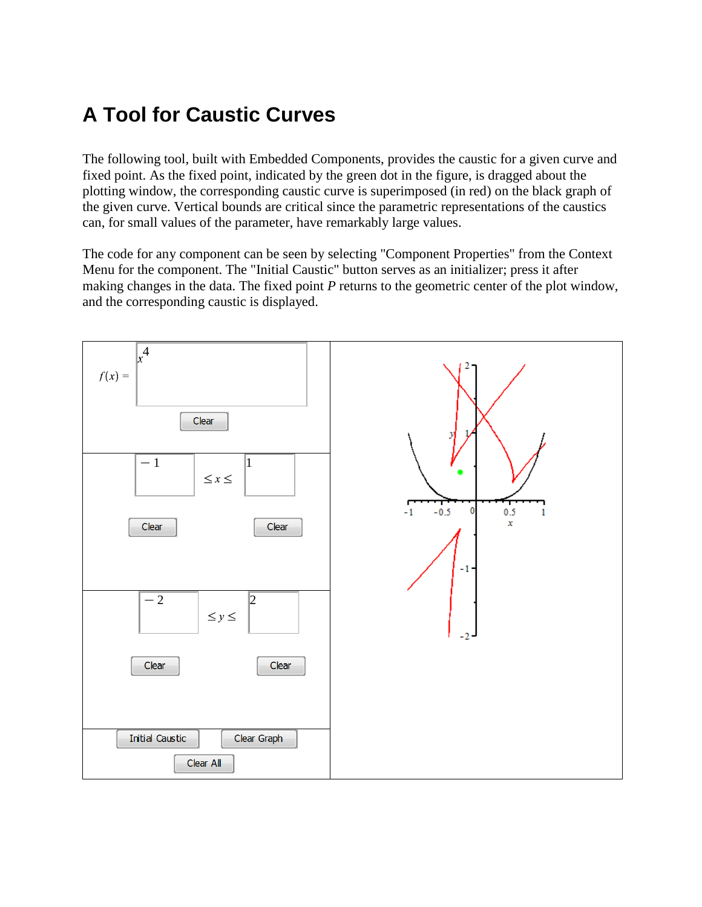# A Tool for Caustic Curves

The following tool, built with Embedded Components, provides the caustic for a given curve and fixed point. As the fixed point, indicated by the green dot in the figure, is dragged about the plotting window, the corresponding caustic curve is superimposed (in red) on the black graph of the given curve. Vertical bounds are critical since the parametric representations of the caustics can, for small values of the parameter, have remarkably large values.

The code for any component can be seen by selecting "Component Properties" from the Context Menu for the component. The "Initial Caustic" button serves as an initializer; press it after making changes in the data. The fixed point *P* returns to the geometric center of the plot window, and the corresponding caustic is displayed.

| | |
|---|---|
| $f(x) =$ $x^4$ <br> Clear | |
| $-1 \leq x \leq 1$ <br> Clear Clear | |
| $-2 \leq y \leq 2$ <br> Clear Clear | |
| Initial Caustic Clear Graph <br> Clear All | |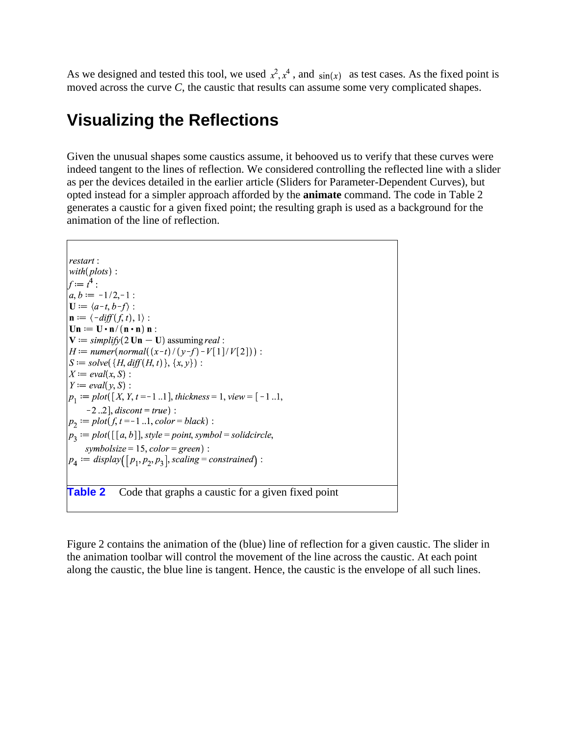As we designed and tested this tool, we used $x^2, x^4$ , and $\sin(x)$ as test cases. As the fixed point is moved across the curve *C*, the caustic that results can assume some very complicated shapes.

## Visualizing the Reflections

Given the unusual shapes some caustics assume, it behooved us to verify that these curves were indeed tangent to the lines of reflection. We considered controlling the reflected line with a slider as per the devices detailed in the earlier article (Sliders for Parameter-Dependent Curves), but opted instead for a simpler approach afforded by the **animate** command. The code in Table 2 generates a caustic for a given fixed point; the resulting graph is used as a background for the animation of the line of reflection.

```
restart :
with(plots) :
f := t^4 :
a, b := -1/2, -1 :
U := <a-t, b-f> :
n := <-diff(f, t), 1> :
Un := U·n/(n·n) n :
V := simplify(2 Un - U) assuming real :
H := numer(normal((x-t)/(y-f) - V[1]/V[2])) :
S := solve({H, diff(H, t)}, {x, y}) :
X := eval(x, S) :
Y := eval(y, S) :
p1 := plot([X, Y, t=-1..1], thickness = 1, view = [-1..1,
    -2..2], discont = true) :
p2 := plot(f, t=-1..1, color = black) :
p3 := plot([[a, b]], style = point, symbol = solidcircle,
    symbolsize = 15, color = green) :
p4 := display([p1, p2, p3], scaling = constrained) :
```

**Table 2** Code that graphs a caustic for a given fixed point

Figure 2 contains the animation of the (blue) line of reflection for a given caustic. The slider in the animation toolbar will control the movement of the line across the caustic. At each point along the caustic, the blue line is tangent. Hence, the caustic is the envelope of all such lines.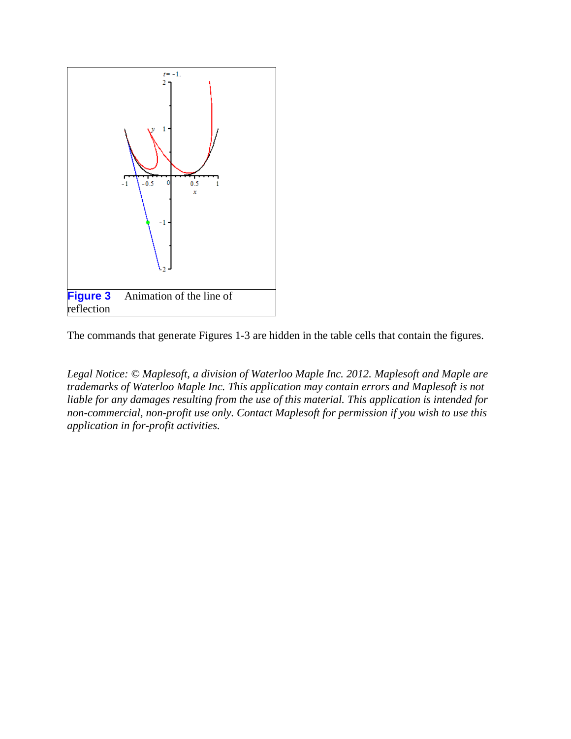t= -1.

2

1

y

-1

-0.5

0

0.5

1

x

-1

-2

**Figure 3** Animation of the line of reflection

The commands that generate Figures 1-3 are hidden in the table cells that contain the figures.

*Legal Notice: © Maplesoft, a division of Waterloo Maple Inc. 2012. Maplesoft and Maple are trademarks of Waterloo Maple Inc. This application may contain errors and Maplesoft is not liable for any damages resulting from the use of this material. This application is intended for non-commercial, non-profit use only. Contact Maplesoft for permission if you wish to use this application in for-profit activities.*